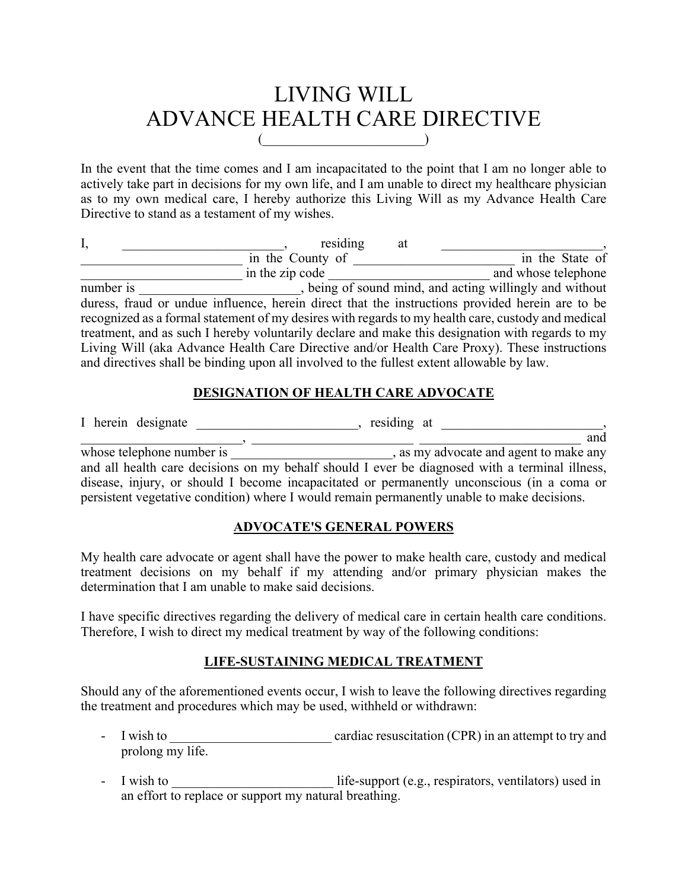# LIVING WILL
# ADVANCE HEALTH CARE DIRECTIVE

(______________________)

In the event that the time comes and I am incapacitated to the point that I am no longer able to actively take part in decisions for my own life, and I am unable to direct my healthcare physician as to my own medical care, I hereby authorize this Living Will as my Advance Health Care Directive to stand as a testament of my wishes.

I, ________________________, residing at ________________________, ________________________ in the County of ________________________ in the State of ________________________ in the zip code ________________________ and whose telephone number is ________________________, being of sound mind, and acting willingly and without duress, fraud or undue influence, herein direct that the instructions provided herein are to be recognized as a formal statement of my desires with regards to my health care, custody and medical treatment, and as such I hereby voluntarily declare and make this designation with regards to my Living Will (aka Advance Health Care Directive and/or Health Care Proxy). These instructions and directives shall be binding upon all involved to the fullest extent allowable by law.

## DESIGNATION OF HEALTH CARE ADVOCATE

I herein designate ________________________, residing at ________________________, ________________________, ________________________ ________________________ and whose telephone number is ________________________, as my advocate and agent to make any and all health care decisions on my behalf should I ever be diagnosed with a terminal illness, disease, injury, or should I become incapacitated or permanently unconscious (in a coma or persistent vegetative condition) where I would remain permanently unable to make decisions.

## ADVOCATE'S GENERAL POWERS

My health care advocate or agent shall have the power to make health care, custody and medical treatment decisions on my behalf if my attending and/or primary physician makes the determination that I am unable to make said decisions.

I have specific directives regarding the delivery of medical care in certain health care conditions. Therefore, I wish to direct my medical treatment by way of the following conditions:

## LIFE-SUSTAINING MEDICAL TREATMENT

Should any of the aforementioned events occur, I wish to leave the following directives regarding the treatment and procedures which may be used, withheld or withdrawn:

- I wish to ________________________ cardiac resuscitation (CPR) in an attempt to try and prolong my life.
- I wish to ________________________ life-support (e.g., respirators, ventilators) used in an effort to replace or support my natural breathing.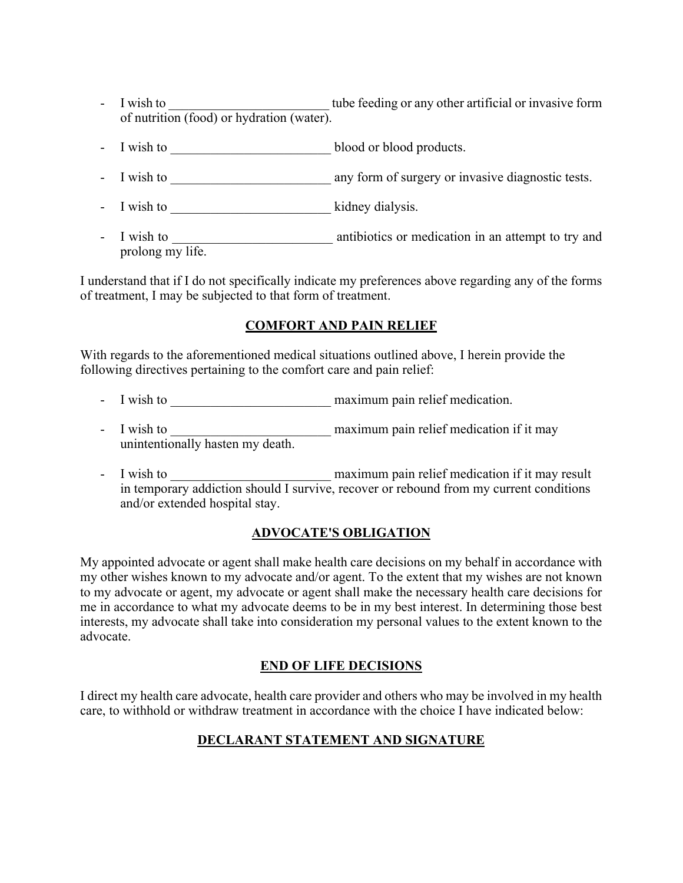- I wish to ________________________ tube feeding or any other artificial or invasive form of nutrition (food) or hydration (water).

- I wish to ________________________ blood or blood products.

- I wish to ________________________ any form of surgery or invasive diagnostic tests.

- I wish to ________________________ kidney dialysis.

- I wish to ________________________ antibiotics or medication in an attempt to try and prolong my life.

I understand that if I do not specifically indicate my preferences above regarding any of the forms of treatment, I may be subjected to that form of treatment.

## COMFORT AND PAIN RELIEF

With regards to the aforementioned medical situations outlined above, I herein provide the following directives pertaining to the comfort care and pain relief:

- I wish to ________________________ maximum pain relief medication.

- I wish to ________________________ maximum pain relief medication if it may unintentionally hasten my death.

- I wish to ________________________ maximum pain relief medication if it may result in temporary addiction should I survive, recover or rebound from my current conditions and/or extended hospital stay.

## ADVOCATE'S OBLIGATION

My appointed advocate or agent shall make health care decisions on my behalf in accordance with my other wishes known to my advocate and/or agent. To the extent that my wishes are not known to my advocate or agent, my advocate or agent shall make the necessary health care decisions for me in accordance to what my advocate deems to be in my best interest. In determining those best interests, my advocate shall take into consideration my personal values to the extent known to the advocate.

## END OF LIFE DECISIONS

I direct my health care advocate, health care provider and others who may be involved in my health care, to withhold or withdraw treatment in accordance with the choice I have indicated below:

## DECLARANT STATEMENT AND SIGNATURE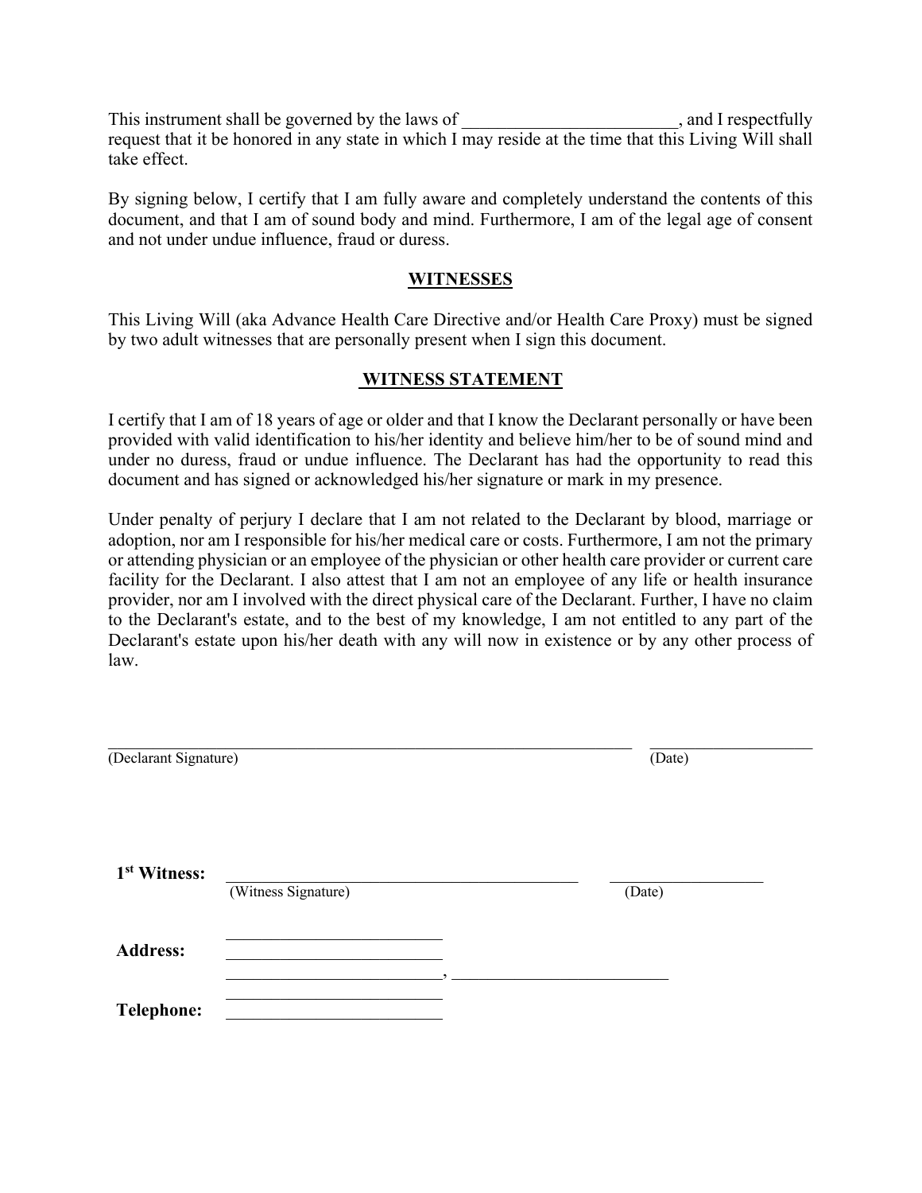This instrument shall be governed by the laws of ________________________, and I respectfully request that it be honored in any state in which I may reside at the time that this Living Will shall take effect.

By signing below, I certify that I am fully aware and completely understand the contents of this document, and that I am of sound body and mind. Furthermore, I am of the legal age of consent and not under undue influence, fraud or duress.

## WITNESSES

This Living Will (aka Advance Health Care Directive and/or Health Care Proxy) must be signed by two adult witnesses that are personally present when I sign this document.

## WITNESS STATEMENT

I certify that I am of 18 years of age or older and that I know the Declarant personally or have been provided with valid identification to his/her identity and believe him/her to be of sound mind and under no duress, fraud or undue influence. The Declarant has had the opportunity to read this document and has signed or acknowledged his/her signature or mark in my presence.

Under penalty of perjury I declare that I am not related to the Declarant by blood, marriage or adoption, nor am I responsible for his/her medical care or costs. Furthermore, I am not the primary or attending physician or an employee of the physician or other health care provider or current care facility for the Declarant. I also attest that I am not an employee of any life or health insurance provider, nor am I involved with the direct physical care of the Declarant. Further, I have no claim to the Declarant's estate, and to the best of my knowledge, I am not entitled to any part of the Declarant's estate upon his/her death with any will now in existence or by any other process of law.

_____________________________________________________________ ____________________

(Declarant Signature) (Date)

**1st Witness:** __________________________________________ __________________

(Witness Signature) (Date)

**Address:** __________________________

__________________________

__________________________, __________________________

**Telephone:** __________________________

__________________________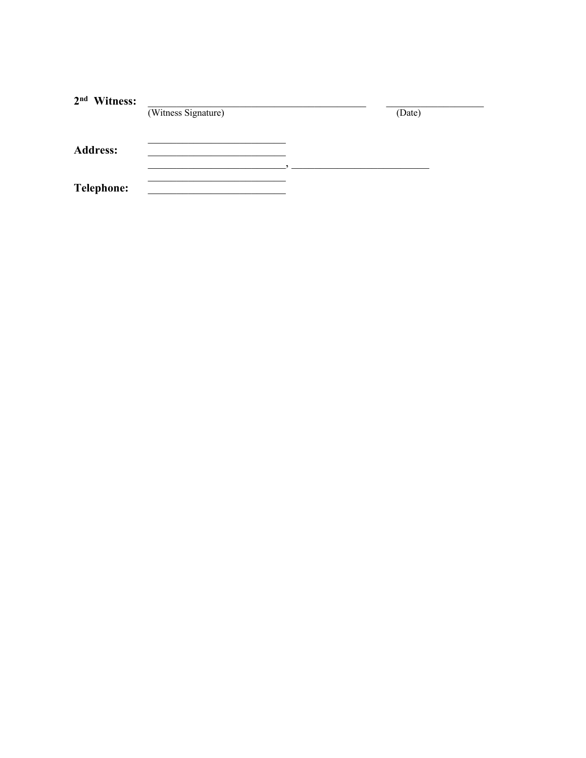**2nd Witness:** ____________________________________________ ____________________

(Witness Signature) (Date)

**Address:** ____________________________

____________________________

____________________________, ____________________________

____________________________

**Telephone:** ____________________________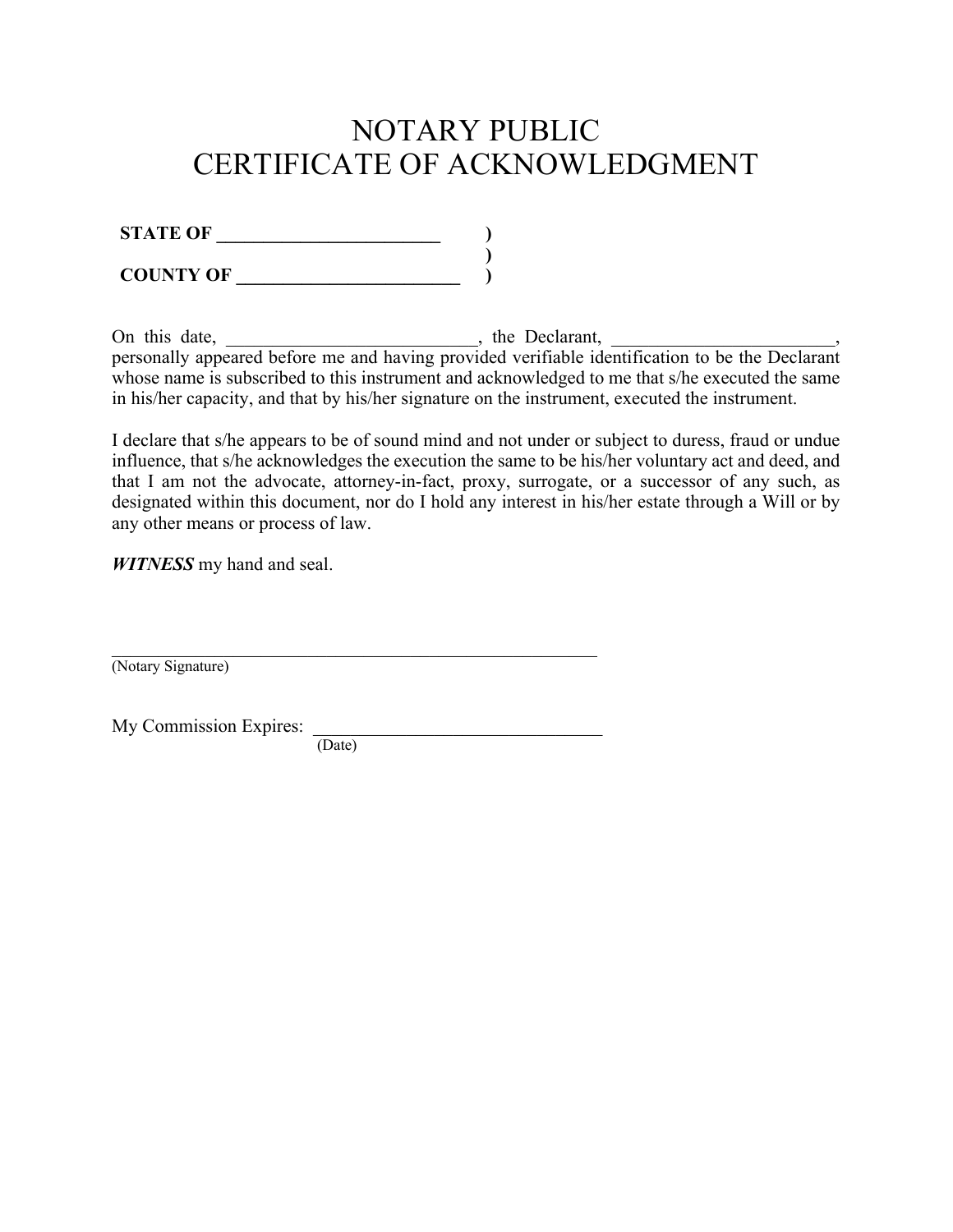# NOTARY PUBLIC
# CERTIFICATE OF ACKNOWLEDGMENT

**STATE OF ________________________ )**
**)**
**COUNTY OF ________________________ )**

On this date, ___________________________, the Declarant, ________________________, personally appeared before me and having provided verifiable identification to be the Declarant whose name is subscribed to this instrument and acknowledged to me that s/he executed the same in his/her capacity, and that by his/her signature on the instrument, executed the instrument.

I declare that s/he appears to be of sound mind and not under or subject to duress, fraud or undue influence, that s/he acknowledges the execution the same to be his/her voluntary act and deed, and that I am not the advocate, attorney-in-fact, proxy, surrogate, or a successor of any such, as designated within this document, nor do I hold any interest in his/her estate through a Will or by any other means or process of law.

***WITNESS*** my hand and seal.

_________________________________________________________
(Notary Signature)

My Commission Expires: _______________________________
(Date)